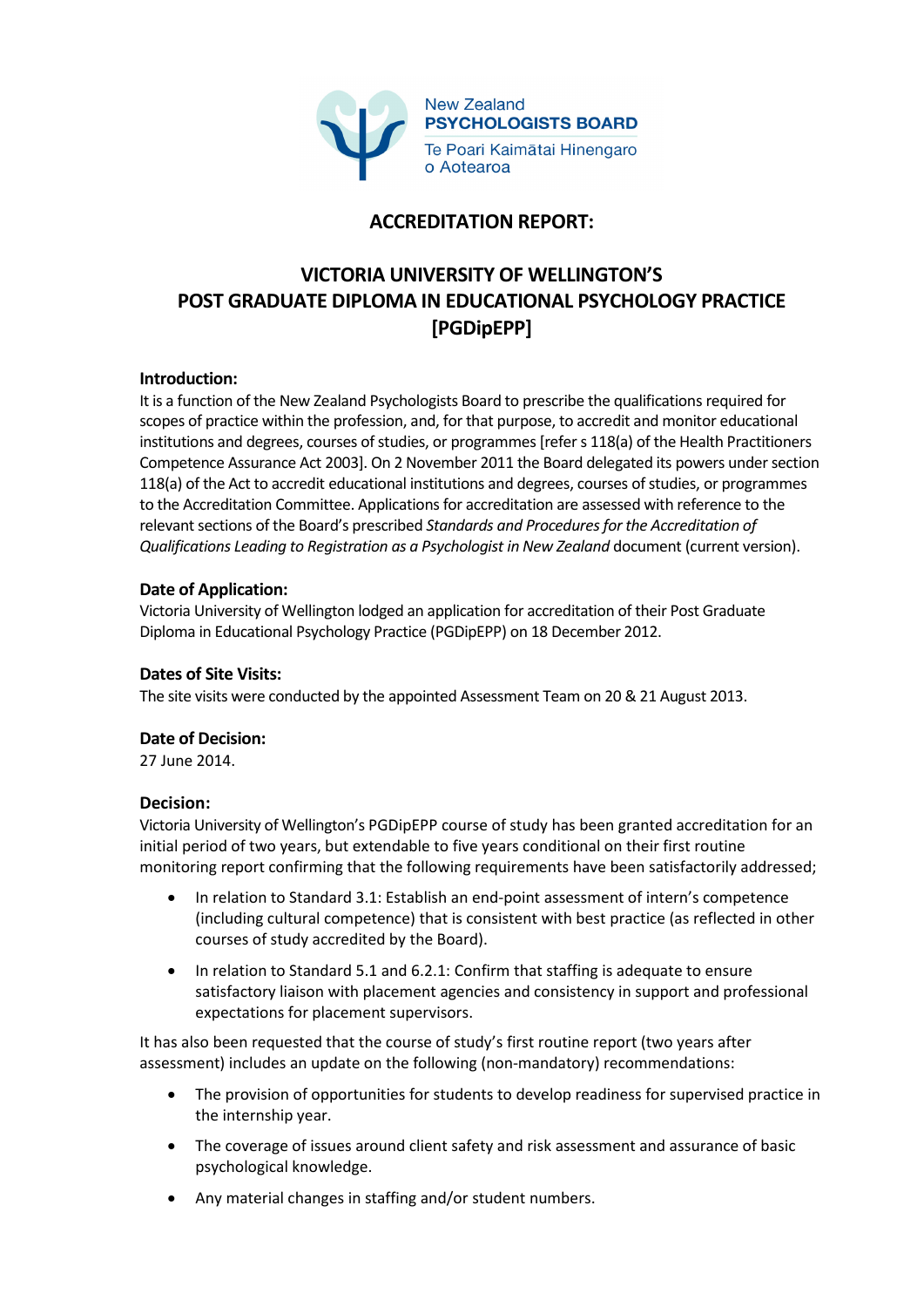New Zealand
**PSYCHOLOGISTS BOARD**
Te Poari Kaimātai Hinengaro o Aotearoa

# ACCREDITATION REPORT:

# VICTORIA UNIVERSITY OF WELLINGTON'S POST GRADUATE DIPLOMA IN EDUCATIONAL PSYCHOLOGY PRACTICE [PGDipEPP]

### Introduction:

It is a function of the New Zealand Psychologists Board to prescribe the qualifications required for scopes of practice within the profession, and, for that purpose, to accredit and monitor educational institutions and degrees, courses of studies, or programmes [refer s 118(a) of the Health Practitioners Competence Assurance Act 2003]. On 2 November 2011 the Board delegated its powers under section 118(a) of the Act to accredit educational institutions and degrees, courses of studies, or programmes to the Accreditation Committee. Applications for accreditation are assessed with reference to the relevant sections of the Board's prescribed *Standards and Procedures for the Accreditation of Qualifications Leading to Registration as a Psychologist in New Zealand* document (current version).

### Date of Application:

Victoria University of Wellington lodged an application for accreditation of their Post Graduate Diploma in Educational Psychology Practice (PGDipEPP) on 18 December 2012.

### Dates of Site Visits:

The site visits were conducted by the appointed Assessment Team on 20 & 21 August 2013.

### Date of Decision:

27 June 2014.

### Decision:

Victoria University of Wellington's PGDipEPP course of study has been granted accreditation for an initial period of two years, but extendable to five years conditional on their first routine monitoring report confirming that the following requirements have been satisfactorily addressed;

- In relation to Standard 3.1: Establish an end-point assessment of intern's competence (including cultural competence) that is consistent with best practice (as reflected in other courses of study accredited by the Board).
- In relation to Standard 5.1 and 6.2.1: Confirm that staffing is adequate to ensure satisfactory liaison with placement agencies and consistency in support and professional expectations for placement supervisors.

It has also been requested that the course of study's first routine report (two years after assessment) includes an update on the following (non-mandatory) recommendations:

- The provision of opportunities for students to develop readiness for supervised practice in the internship year.
- The coverage of issues around client safety and risk assessment and assurance of basic psychological knowledge.
- Any material changes in staffing and/or student numbers.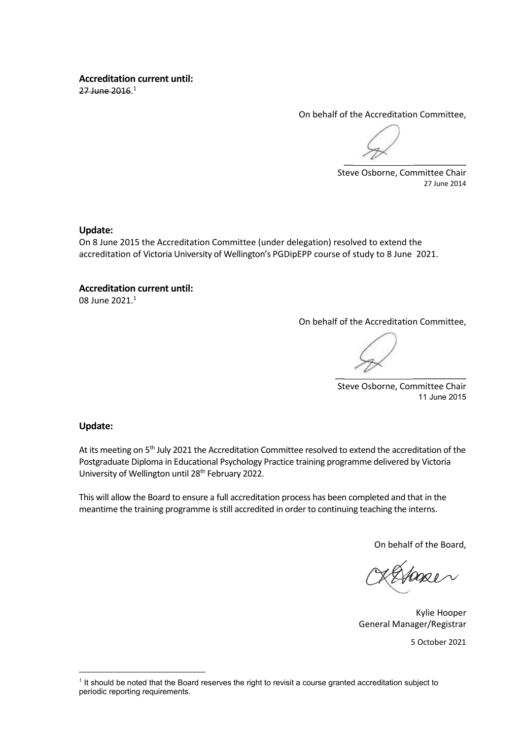**Accreditation current until:**
~~27 June 2016~~.[1]

On behalf of the Accreditation Committee,

Steve Osborne, Committee Chair
27 June 2014

**Update:**
On 8 June 2015 the Accreditation Committee (under delegation) resolved to extend the accreditation of Victoria University of Wellington's PGDipEPP course of study to 8 June 2021.

**Accreditation current until:**
08 June 2021.[1]

On behalf of the Accreditation Committee,

Steve Osborne, Committee Chair
11 June 2015

**Update:**

At its meeting on 5th July 2021 the Accreditation Committee resolved to extend the accreditation of the Postgraduate Diploma in Educational Psychology Practice training programme delivered by Victoria University of Wellington until 28th February 2022.

This will allow the Board to ensure a full accreditation process has been completed and that in the meantime the training programme is still accredited in order to continuing teaching the interns.

On behalf of the Board,

Kylie Hooper
General Manager/Registrar

5 October 2021

[1] It should be noted that the Board reserves the right to revisit a course granted accreditation subject to periodic reporting requirements.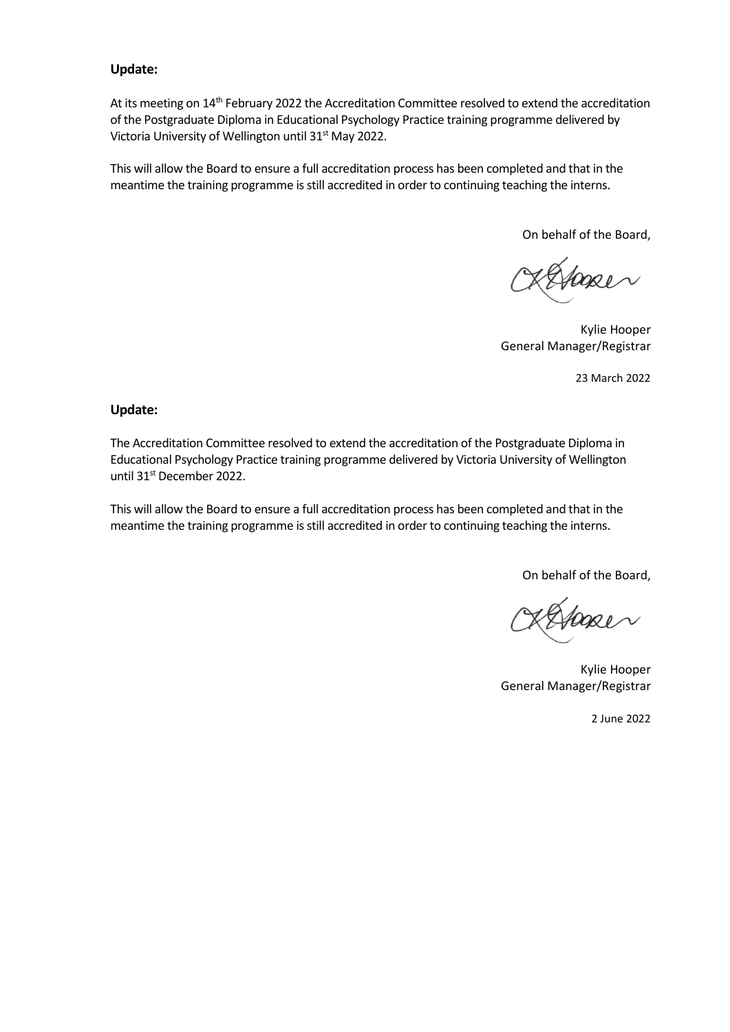**Update:**

At its meeting on 14th February 2022 the Accreditation Committee resolved to extend the accreditation of the Postgraduate Diploma in Educational Psychology Practice training programme delivered by Victoria University of Wellington until 31st May 2022.

This will allow the Board to ensure a full accreditation process has been completed and that in the meantime the training programme is still accredited in order to continuing teaching the interns.

On behalf of the Board,

Kylie Hooper
General Manager/Registrar

23 March 2022

**Update:**

The Accreditation Committee resolved to extend the accreditation of the Postgraduate Diploma in Educational Psychology Practice training programme delivered by Victoria University of Wellington until 31st December 2022.

This will allow the Board to ensure a full accreditation process has been completed and that in the meantime the training programme is still accredited in order to continuing teaching the interns.

On behalf of the Board,

Kylie Hooper
General Manager/Registrar

2 June 2022